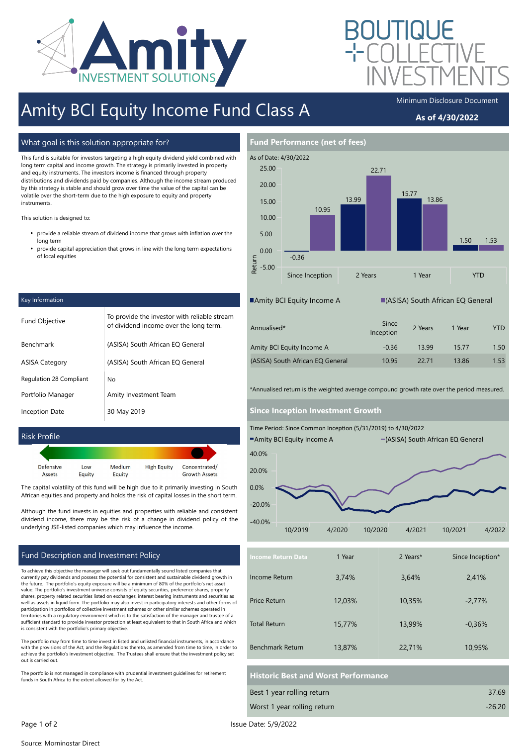# Amity BCI Equity Income Fund Class A

Minimum Disclosure Document

**As of 4/30/2022**

## What goal is this solution appropriate for?

This fund is suitable for investors targeting a high equity dividend yield combined with long term capital and income growth. The strategy is primarily invested in property and equity instruments. The investors income is financed through property distributions and dividends paid by companies. Although the income stream produced by this strategy is stable and should grow over time the value of the capital can be volatile over the short-term due to the high exposure to equity and property instruments.

This solution is designed to:

- provide a reliable stream of dividend income that grows with inflation over the long term
- provide capital appreciation that grows in line with the long term expectations of local equities

## Key Information

| | |
|---|---|
| Fund Objective | To provide the investor with reliable stream of dividend income over the long term. |
| Benchmark | (ASISA) South African EQ General |
| ASISA Category | (ASISA) South African EQ General |
| Regulation 28 Compliant | No |
| Portfolio Manager | Amity Investment Team |
| Inception Date | 30 May 2019 |

## Risk Profile

Defensive Assets | Low Equity | Medium Equity | High Equity | Concentrated/ Growth Assets

The capital volatility of this fund will be high due to it primarily investing in South African equities and property and holds the risk of capital losses in the short term.

Although the fund invests in equities and properties with reliable and consistent dividend income, there may be the risk of a change in dividend policy of the underlying JSE-listed companies which may influence the income.

## Fund Description and Investment Policy

To achieve this objective the manager will seek out fundamentally sound listed companies that currently pay dividends and possess the potential for consistent and sustainable dividend growth in the future. The portfolio's equity exposure will be a minimum of 80% of the portfolio's net asset value. The portfolio's investment universe consists of equity securities, preference shares, property shares, property related securities listed on exchanges, interest bearing instruments and securities as well as assets in liquid form. The portfolio may also invest in participatory interests and other forms of participation in portfolios of collective investment schemes or other similar schemes operated in territories with a regulatory environment which is to the satisfaction of the manager and trustee of a sufficient standard to provide investor protection at least equivalent to that in South Africa and which is consistent with the portfolio's primary objective.

The portfolio may from time to time invest in listed and unlisted financial instruments, in accordance with the provisions of the Act, and the Regulations thereto, as amended from time to time, in order to achieve the portfolio's investment objective. The Trustees shall ensure that the investment policy set out is carried out.

The portfolio is not managed in compliance with prudential investment guidelines for retirement funds in South Africa to the extent allowed for by the Act.

## Fund Performance (net of fees)

As of Date: 4/30/2022

| | Since Inception | 2 Years | 1 Year | YTD |
|---|---|---|---|---|
| Amity BCI Equity Income A | -0.36 | 13.99 | 15.77 | 1.50 |
| (ASISA) South African EQ General | 10.95 | 22.71 | 13.86 | 1.53 |

| Annualised* | Since Inception | 2 Years | 1 Year | YTD |
|---|---|---|---|---|
| Amity BCI Equity Income A | -0.36 | 13.99 | 15.77 | 1.50 |
| (ASISA) South African EQ General | 10.95 | 22.71 | 13.86 | 1.53 |

*Annualised return is the weighted average compound growth rate over the period measured.

## Since Inception Investment Growth

Time Period: Since Common Inception (5/31/2019) to 4/30/2022

Amity BCI Equity Income A — (ASISA) South African EQ General

| Income Return Data | 1 Year | 2 Years* | Since Inception* |
|---|---|---|---|
| Income Return | 3,74% | 3,64% | 2,41% |
| Price Return | 12,03% | 10,35% | -2,77% |
| Total Return | 15,77% | 13,99% | -0,36% |
| Benchmark Return | 13,87% | 22,71% | 10,95% |

## Historic Best and Worst Performance

| | |
|---|---|
| Best 1 year rolling return | 37.69 |
| Worst 1 year rolling return | -26.20 |

Issue Date: 5/9/2022

Source: Morningstar Direct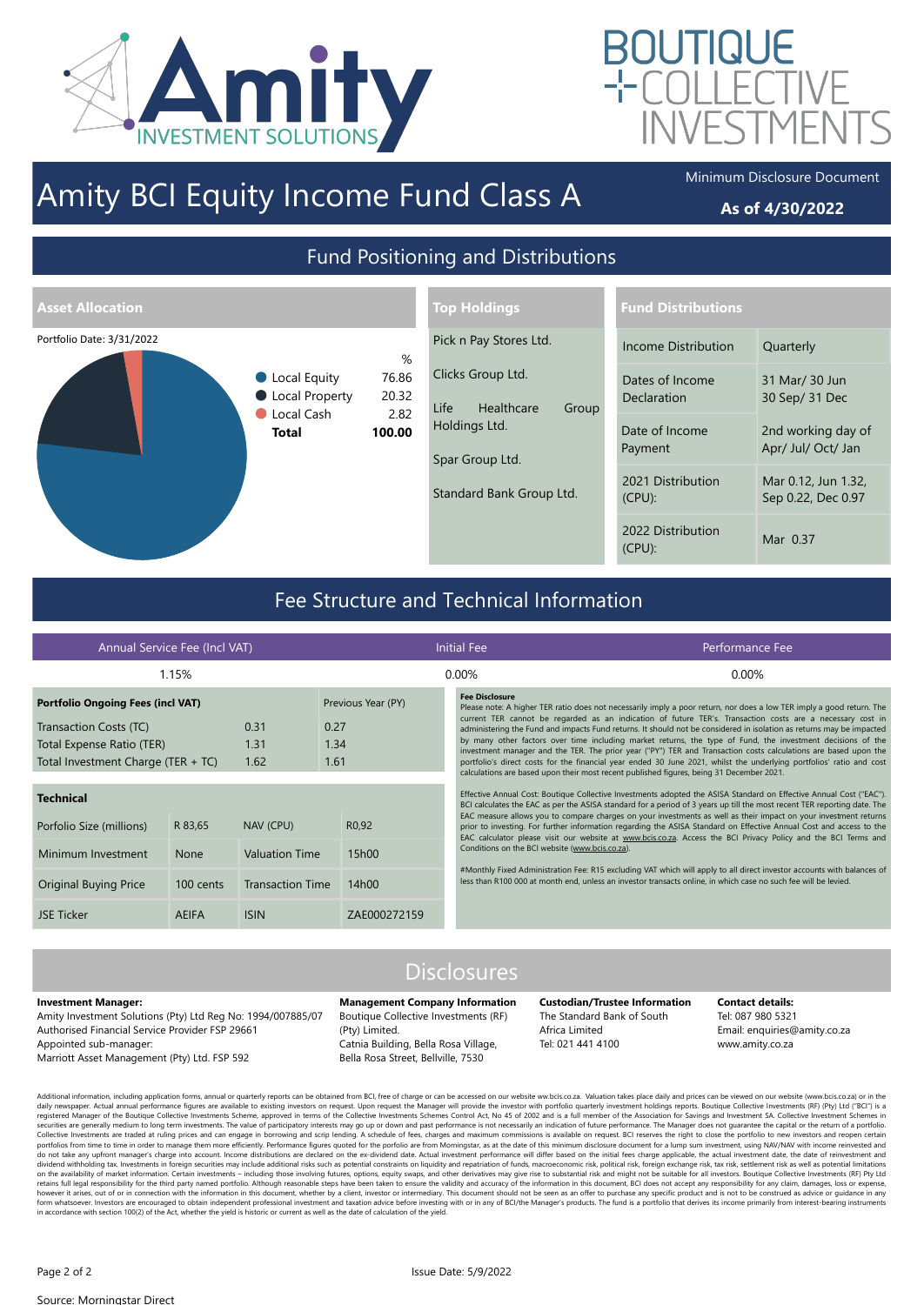# Amity BCI Equity Income Fund Class A

Minimum Disclosure Document

**As of 4/30/2022**

## Fund Positioning and Distributions

### Asset Allocation

Portfolio Date: 3/31/2022

| | % |
|---|---|
| Local Equity | 76.86 |
| Local Property | 20.32 |
| Local Cash | 2.82 |
| **Total** | **100.00** |

### Top Holdings

- Pick n Pay Stores Ltd.
- Clicks Group Ltd.
- Life Healthcare Group Holdings Ltd.
- Spar Group Ltd.
- Standard Bank Group Ltd.

### Fund Distributions

| | |
|---|---|
| Income Distribution | Quarterly |
| Dates of Income Declaration | 31 Mar/ 30 Jun 30 Sep/ 31 Dec |
| Date of Income Payment | 2nd working day of Apr/ Jul/ Oct/ Jan |
| 2021 Distribution (CPU): | Mar 0.12, Jun 1.32, Sep 0.22, Dec 0.97 |
| 2022 Distribution (CPU): | Mar 0.37 |

## Fee Structure and Technical Information

| Annual Service Fee (Incl VAT) | Initial Fee | Performance Fee |
|---|---|---|
| 1.15% | 0.00% | 0.00% |

| Portfolio Ongoing Fees (incl VAT) | | Previous Year (PY) |
|---|---|---|
| Transaction Costs (TC) | 0.31 | 0.27 |
| Total Expense Ratio (TER) | 1.31 | 1.34 |
| Total Investment Charge (TER + TC) | 1.62 | 1.61 |

### Technical

| | | | |
|---|---|---|---|
| Porfolio Size (millions) | R 83,65 | NAV (CPU) | R0,92 |
| Minimum Investment | None | Valuation Time | 15h00 |
| Original Buying Price | 100 cents | Transaction Time | 14h00 |
| JSE Ticker | AEIFA | ISIN | ZAE000272159 |

**Fee Disclosure**

Please note: A higher TER ratio does not necessarily imply a poor return, nor does a low TER imply a good return. The current TER cannot be regarded as an indication of future TER's. Transaction costs are a necessary cost in administering the Fund and impacts Fund returns. It should not be considered in isolation as returns may be impacted by many other factors over time including market returns, the type of Fund, the investment decisions of the investment manager and the TER. The prior year ("PY") TER and Transaction costs calculations are based upon the portfolio's direct costs for the financial year ended 30 June 2021, whilst the underlying portfolios' ratio and cost calculations are based upon their most recent published figures, being 31 December 2021.

Effective Annual Cost: Boutique Collective Investments adopted the ASISA Standard on Effective Annual Cost ("EAC"). BCI calculates the EAC as per the ASISA standard for a period of 3 years up till the most recent TER reporting date. The EAC measure allows you to compare charges on your investments as well as their impact on your investment returns prior to investing. For further information regarding the ASISA Standard on Effective Annual Cost and access to the EAC calculator please visit our website at www.bcis.co.za. Access the BCI Privacy Policy and the BCI Terms and Conditions on the BCI website (www.bcis.co.za).

#Monthly Fixed Administration Fee: R15 excluding VAT which will apply to all direct investor accounts with balances of less than R100 000 at month end, unless an investor transacts online, in which case no such fee will be levied.

## Disclosures

**Investment Manager:**
Amity Investment Solutions (Pty) Ltd Reg No: 1994/007885/07
Authorised Financial Service Provider FSP 29661
Appointed sub-manager:
Marriott Asset Management (Pty) Ltd. FSP 592

**Management Company Information**
Boutique Collective Investments (RF) (Pty) Limited.
Catnia Building, Bella Rosa Village, Bella Rosa Street, Bellville, 7530

**Custodian/Trustee Information**
The Standard Bank of South Africa Limited
Tel: 021 441 4100

**Contact details:**
Tel: 087 980 5321
Email: enquiries@amity.co.za
www.amity.co.za

Additional information, including application forms, annual or quarterly reports can be obtained from BCI, free of charge or can be accessed on our website ww.bcis.co.za. Valuation takes place daily and prices can be viewed on our website (www.bcis.co.za) or in the daily newspaper. Actual annual performance figures are available to existing investors on request. Upon request the Manager will provide the investor with portfolio quarterly investment holdings reports. Boutique Collective Investments (RF) (Pty) Ltd ("BCI") is a registered Manager of the Boutique Collective Investments Scheme, approved in terms of the Collective Investments Schemes Control Act, No 45 of 2002 and is a full member of the Association for Savings and Investment SA. Collective Investment Schemes in securities are generally medium to long term investments. The value of participatory interests may go up or down and past performance is not necessarily an indication of future performance. The Manager does not guarantee the capital or the return of a portfolio. Collective Investments are traded at ruling prices and can engage in borrowing and scrip lending. A schedule of fees, charges and maximum commissions is available on request. BCI reserves the right to close the portfolio to new investors and reopen certain portfolios from time to time in order to manage them more efficiently. Performance figures quoted for the porfolio are from Morningstar, as at the date of this minimum disclosure document for a lump sum investment, using NAV/NAV with income reinvested and do not take any upfront manager's charge into account. Income distributions are declared on the ex-dividend date. Actual investment performance will differ based on the initial fees charge applicable, the actual investment date, the date of reinvestment and dividend withholding tax. Investments in foreign securities may include additional risks such as potential constraints on liquidity and repatriation of funds, macroeconomic risk, political risk, foreign exchange risk, tax risk, settlement risk as well as potential limitations on the availability of market information. Certain investments – including those involving futures, options, equity swaps, and other derivatives may give rise to substantial risk and might not be suitable for all investors. Boutique Collective Investments (RF) Pty Ltd retains full legal responsibility for the third party named portfolio. Although reasonable steps have been taken to ensure the validity and accuracy of the information in this document, BCI does not accept any responsibility for any claim, damages, loss or expense, however it arises, out of or in connection with the information in this document, whether by a client, investor or intermediary. This document should not be seen as an offer to purchase any specific product and is not to be construed as advice or guidance in any form whatsoever. Investors are encouraged to obtain independent professional investment and taxation advice before investing with or in any of BCI/the Manager's products. The fund is a portfolio that derives its income primarily from interest-bearing instruments in accordance with section 100(2) of the Act, whether the yield is historic or current as well as the date of calculation of the yield.

Issue Date: 5/9/2022

Source: Morningstar Direct